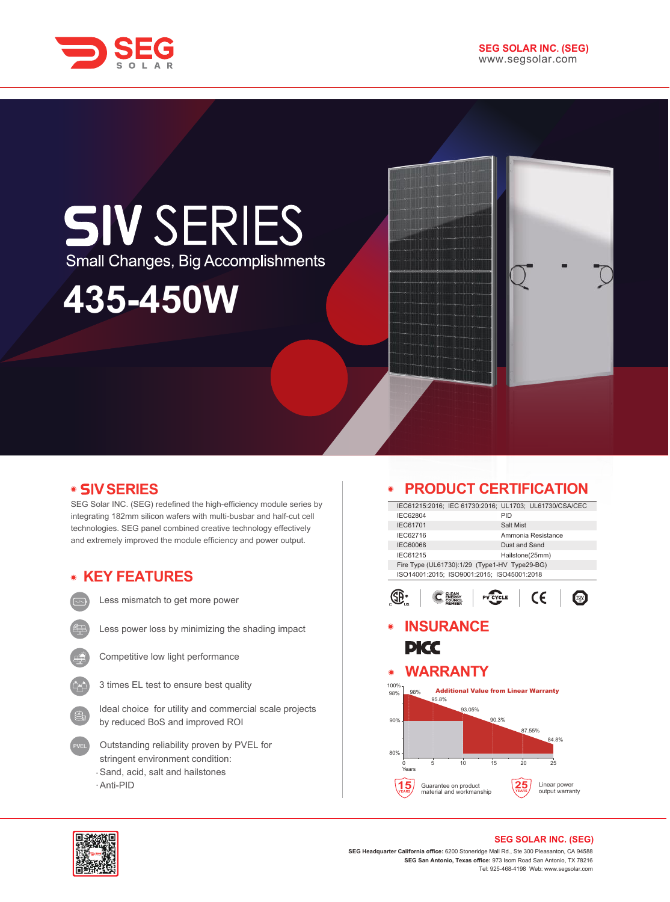# SEG SOLAR

**SEG SOLAR INC. (SEG)**
www.segsolar.com

# SIV SERIES

Small Changes, Big Accomplishments

# 435-450W

## SIV SERIES

SEG Solar INC. (SEG) redefined the high-efficiency module series by integrating 182mm silicon wafers with multi-busbar and half-cut cell technologies. SEG panel combined creative technology effectively and extremely improved the module efficiency and power output.

## KEY FEATURES

- Less mismatch to get more power
- Less power loss by minimizing the shading impact
- Competitive low light performance
- 3 times EL test to ensure best quality
- Ideal choice for utility and commercial scale projects by reduced BoS and improved ROI
- Outstanding reliability proven by PVEL for stringent environment condition:
  - Sand, acid, salt and hailstones
  - Anti-PID

## PRODUCT CERTIFICATION

| IEC61215:2016; IEC 61730:2016; UL1703; UL61730/CSA/CEC | |
|---|---|
| IEC62804 | PID |
| IEC61701 | Salt Mist |
| IEC62716 | Ammonia Resistance |
| IEC60068 | Dust and Sand |
| IEC61215 | Hailstone(25mm) |
| Fire Type (UL61730):1/29 (Type1-HV Type29-BG) | |
| ISO14001:2015; ISO9001:2015; ISO45001:2018 | |

## INSURANCE

PICC

## WARRANTY

Additional Value from Linear Warranty

Years: 0, 5, 10, 15, 20, 25 — 98%, 95.8%, 93.05%, 90.3%, 87.55%, 84.8%

15 YEARS — Guarantee on product material and workmanship

25 YEARS — Linear power output warranty

**SEG SOLAR INC. (SEG)**

**SEG Headquarter California office:** 6200 Stoneridge Mall Rd., Ste 300 Pleasanton, CA 94588
**SEG San Antonio, Texas office:** 973 Isom Road San Antonio, TX 78216
Tel: 925-468-4198 Web: www.segsolar.com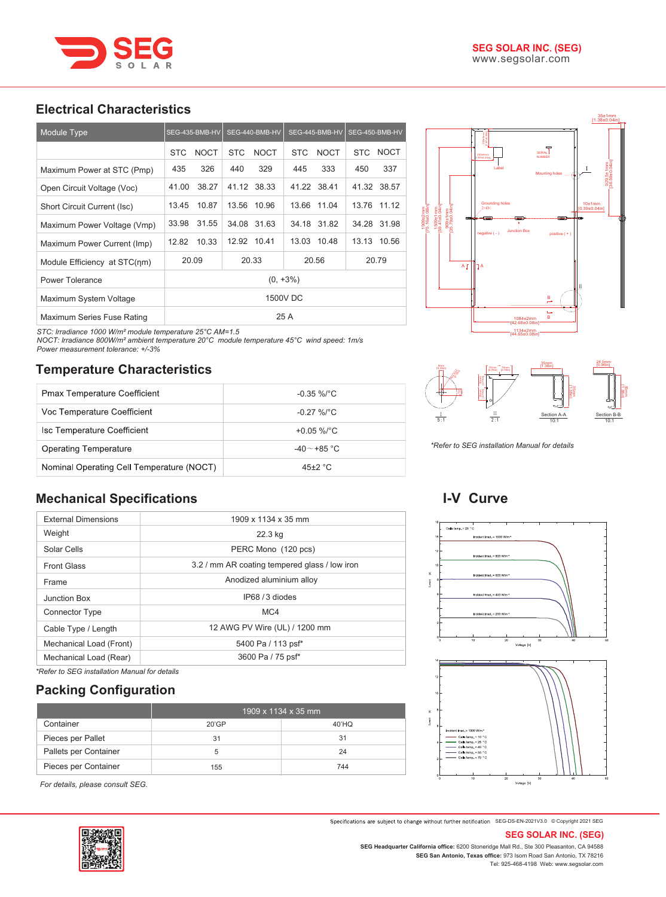**SEG SOLAR INC. (SEG)**
www.segsolar.com

## Electrical Characteristics

| Module Type | SEG-435-BMB-HV | | SEG-440-BMB-HV | | SEG-445-BMB-HV | | SEG-450-BMB-HV | |
|---|---|---|---|---|---|---|---|---|
| | STC | NOCT | STC | NOCT | STC | NOCT | STC | NOCT |
| Maximum Power at STC (Pmp) | 435 | 326 | 440 | 329 | 445 | 333 | 450 | 337 |
| Open Circuit Voltage (Voc) | 41.00 | 38.27 | 41.12 | 38.33 | 41.22 | 38.41 | 41.32 | 38.57 |
| Short Circuit Current (Isc) | 13.45 | 10.87 | 13.56 | 10.96 | 13.66 | 11.04 | 13.76 | 11.12 |
| Maximum Power Voltage (Vmp) | 33.98 | 31.55 | 34.08 | 31.63 | 34.18 | 31.82 | 34.28 | 31.98 |
| Maximum Power Current (Imp) | 12.82 | 10.33 | 12.92 | 10.41 | 13.03 | 10.48 | 13.13 | 10.56 |
| Module Efficiency at STC(ηm) | 20.09 | | 20.33 | | 20.56 | | 20.79 | |
| Power Tolerance | (0, +3%) | | | | | | | |
| Maximum System Voltage | 1500V DC | | | | | | | |
| Maximum Series Fuse Rating | 25 A | | | | | | | |

*STC: Irradiance 1000 W/m² module temperature 25°C AM=1.5*
*NOCT: Irradiance 800W/m² ambient temperature 20°C module temperature 45°C wind speed: 1m/s*
*Power measurement tolerance: +/-3%*

35±1mm [1.38±0.04in]
Label
SERIAL NUMBER
Mounting holes
Grounding holes
Junction Box
negative ( - )
positive ( + )
1909±2mm [75.16±0.08in]
1509±1mm [59.41±0.04in]
909±1mm [35.79±0.04in]
929.5±1mm [36.59±0.04in]
10±1mm [0.39±0.04in]
1084±2mm [42.68±0.08in]
1134±2mm [44.65±0.08in]
I
II
A
B
Section A-A 10:1
Section B-B 10:1
5:1
2:1

*\*Refer to SEG installation Manual for details*

## Temperature Characteristics

| | |
|---|---|
| Pmax Temperature Coefficient | -0.35 %/°C |
| Voc Temperature Coefficient | -0.27 %/°C |
| Isc Temperature Coefficient | +0.05 %/°C |
| Operating Temperature | -40 ~ +85 °C |
| Nominal Operating Cell Temperature (NOCT) | 45±2 °C |

## Mechanical Specifications

| | |
|---|---|
| External Dimensions | 1909 x 1134 x 35 mm |
| Weight | 22.3 kg |
| Solar Cells | PERC Mono (120 pcs) |
| Front Glass | 3.2 / mm AR coating tempered glass / low iron |
| Frame | Anodized aluminium alloy |
| Junction Box | IP68 / 3 diodes |
| Connector Type | MC4 |
| Cable Type / Length | 12 AWG PV Wire (UL) / 1200 mm |
| Mechanical Load (Front) | 5400 Pa / 113 psf* |
| Mechanical Load (Rear) | 3600 Pa / 75 psf* |

*\*Refer to SEG installation Manual for details*

## I-V Curve

Cells temp. = 25 °C
Incident Irrad. = 1000 W/m²
Incident Irrad. = 800 W/m²
Incident Irrad. = 600 W/m²
Incident Irrad. = 400 W/m²
Incident Irrad. = 200 W/m²
Current [A]
Voltage [V]

Incident Irrad. = 1000 W/m²
Cells temp. = 10 °C
Cells temp. = 25 °C
Cells temp. = 40 °C
Cells temp. = 55 °C
Cells temp. = 70 °C
Current [A]
Voltage [V]

## Packing Configuration

| | 1909 x 1134 x 35 mm | |
|---|---|---|
| Container | 20'GP | 40'HQ |
| Pieces per Pallet | 31 | 31 |
| Pallets per Container | 5 | 24 |
| Pieces per Container | 155 | 744 |

*For details, please consult SEG.*

Specifications are subject to change without further notification SEG-DS-EN-2021V3.0 © Copyright 2021 SEG

**SEG SOLAR INC. (SEG)**
**SEG Headquarter California office:** 6200 Stoneridge Mall Rd., Ste 300 Pleasanton, CA 94588
**SEG San Antonio, Texas office:** 973 Isom Road San Antonio, TX 78216
Tel: 925-468-4198 Web: www.segsolar.com